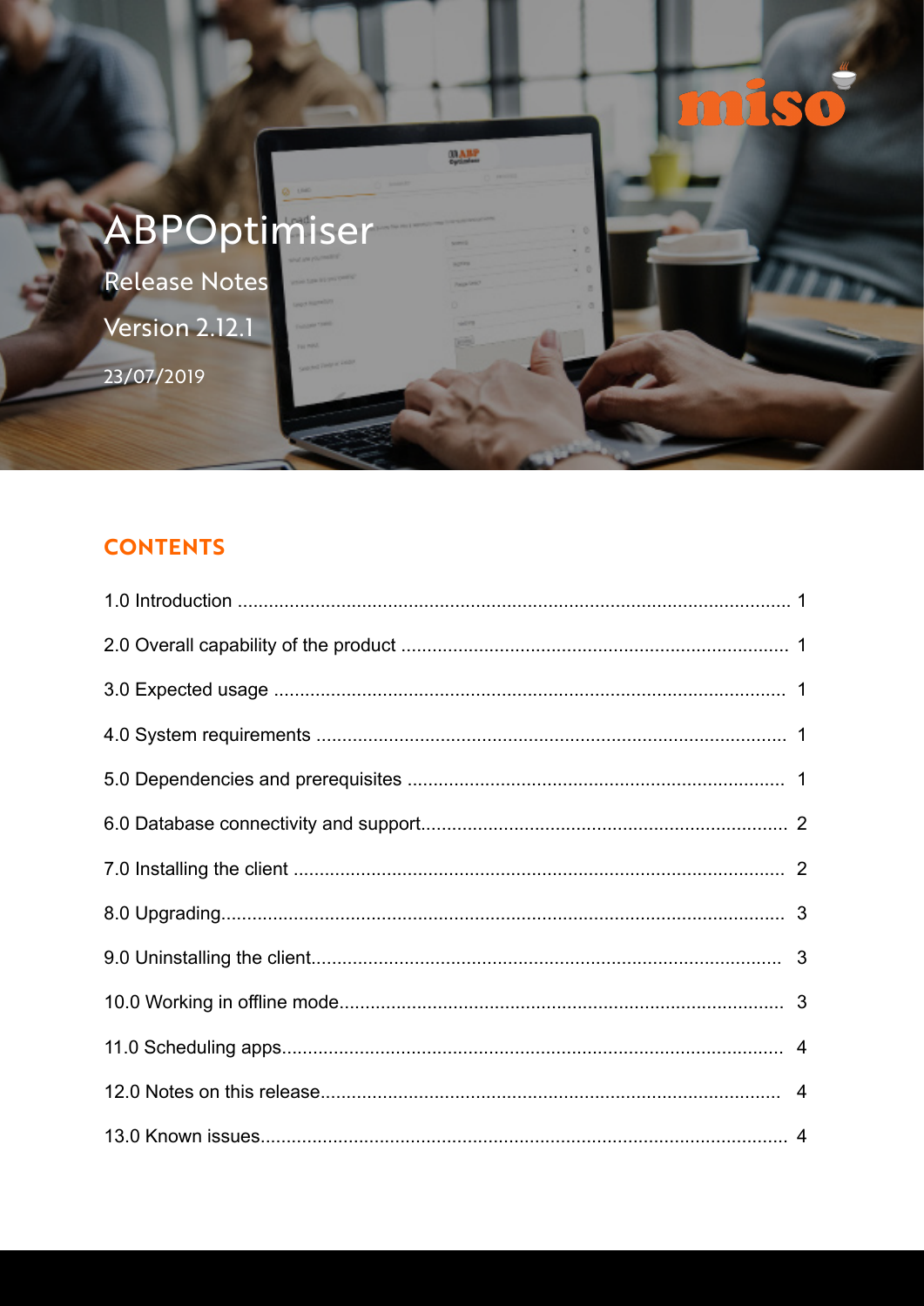miso

# ABPOptimiser

Release Notes

Version 2.12.1

23/07/2019

## CONTENTS

1.0 Introduction .......... 1

2.0 Overall capability of the product .......... 1

3.0 Expected usage .......... 1

4.0 System requirements .......... 1

5.0 Dependencies and prerequisites .......... 1

6.0 Database connectivity and support .......... 2

7.0 Installing the client .......... 2

8.0 Upgrading .......... 3

9.0 Uninstalling the client .......... 3

10.0 Working in offline mode .......... 3

11.0 Scheduling apps .......... 4

12.0 Notes on this release .......... 4

13.0 Known issues .......... 4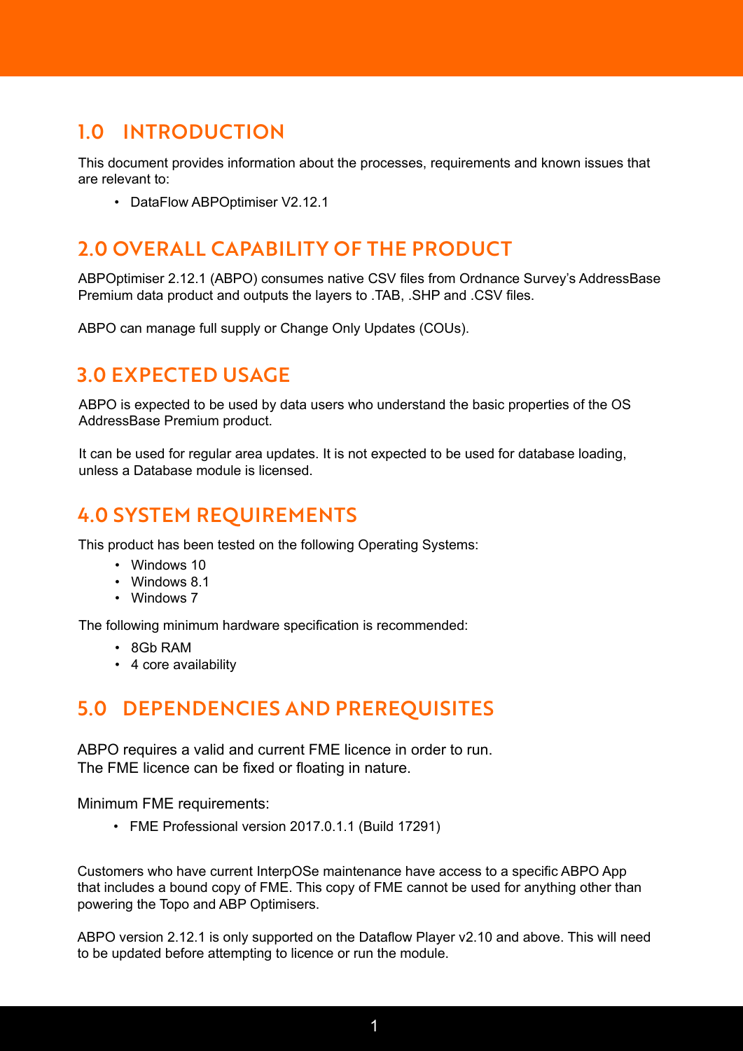## 1.0 INTRODUCTION

This document provides information about the processes, requirements and known issues that are relevant to:

- DataFlow ABPOptimiser V2.12.1

## 2.0 OVERALL CAPABILITY OF THE PRODUCT

ABPOptimiser 2.12.1 (ABPO) consumes native CSV files from Ordnance Survey's AddressBase Premium data product and outputs the layers to .TAB, .SHP and .CSV files.

ABPO can manage full supply or Change Only Updates (COUs).

## 3.0 EXPECTED USAGE

ABPO is expected to be used by data users who understand the basic properties of the OS AddressBase Premium product.

It can be used for regular area updates. It is not expected to be used for database loading, unless a Database module is licensed.

## 4.0 SYSTEM REQUIREMENTS

This product has been tested on the following Operating Systems:

- Windows 10
- Windows 8.1
- Windows 7

The following minimum hardware specification is recommended:

- 8Gb RAM
- 4 core availability

## 5.0 DEPENDENCIES AND PREREQUISITES

ABPO requires a valid and current FME licence in order to run.
The FME licence can be fixed or floating in nature.

Minimum FME requirements:

- FME Professional version 2017.0.1.1 (Build 17291)

Customers who have current InterpOSe maintenance have access to a specific ABPO App that includes a bound copy of FME. This copy of FME cannot be used for anything other than powering the Topo and ABP Optimisers.

ABPO version 2.12.1 is only supported on the Dataflow Player v2.10 and above. This will need to be updated before attempting to licence or run the module.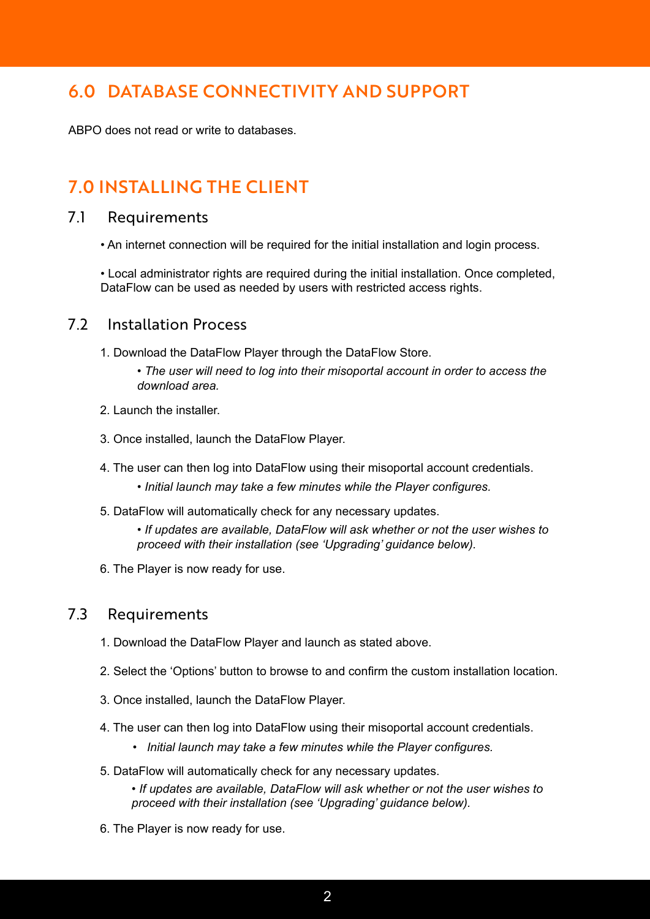## 6.0 DATABASE CONNECTIVITY AND SUPPORT

ABPO does not read or write to databases.

## 7.0 INSTALLING THE CLIENT

### 7.1 Requirements

- An internet connection will be required for the initial installation and login process.
- Local administrator rights are required during the initial installation. Once completed, DataFlow can be used as needed by users with restricted access rights.

### 7.2 Installation Process

1. Download the DataFlow Player through the DataFlow Store.
   - *The user will need to log into their misoportal account in order to access the download area.*
2. Launch the installer.
3. Once installed, launch the DataFlow Player.
4. The user can then log into DataFlow using their misoportal account credentials.
   - *Initial launch may take a few minutes while the Player configures.*
5. DataFlow will automatically check for any necessary updates.
   - *If updates are available, DataFlow will ask whether or not the user wishes to proceed with their installation (see 'Upgrading' guidance below).*
6. The Player is now ready for use.

### 7.3 Requirements

1. Download the DataFlow Player and launch as stated above.
2. Select the 'Options' button to browse to and confirm the custom installation location.
3. Once installed, launch the DataFlow Player.
4. The user can then log into DataFlow using their misoportal account credentials.
   - *Initial launch may take a few minutes while the Player configures.*
5. DataFlow will automatically check for any necessary updates.
   - *If updates are available, DataFlow will ask whether or not the user wishes to proceed with their installation (see 'Upgrading' guidance below).*
6. The Player is now ready for use.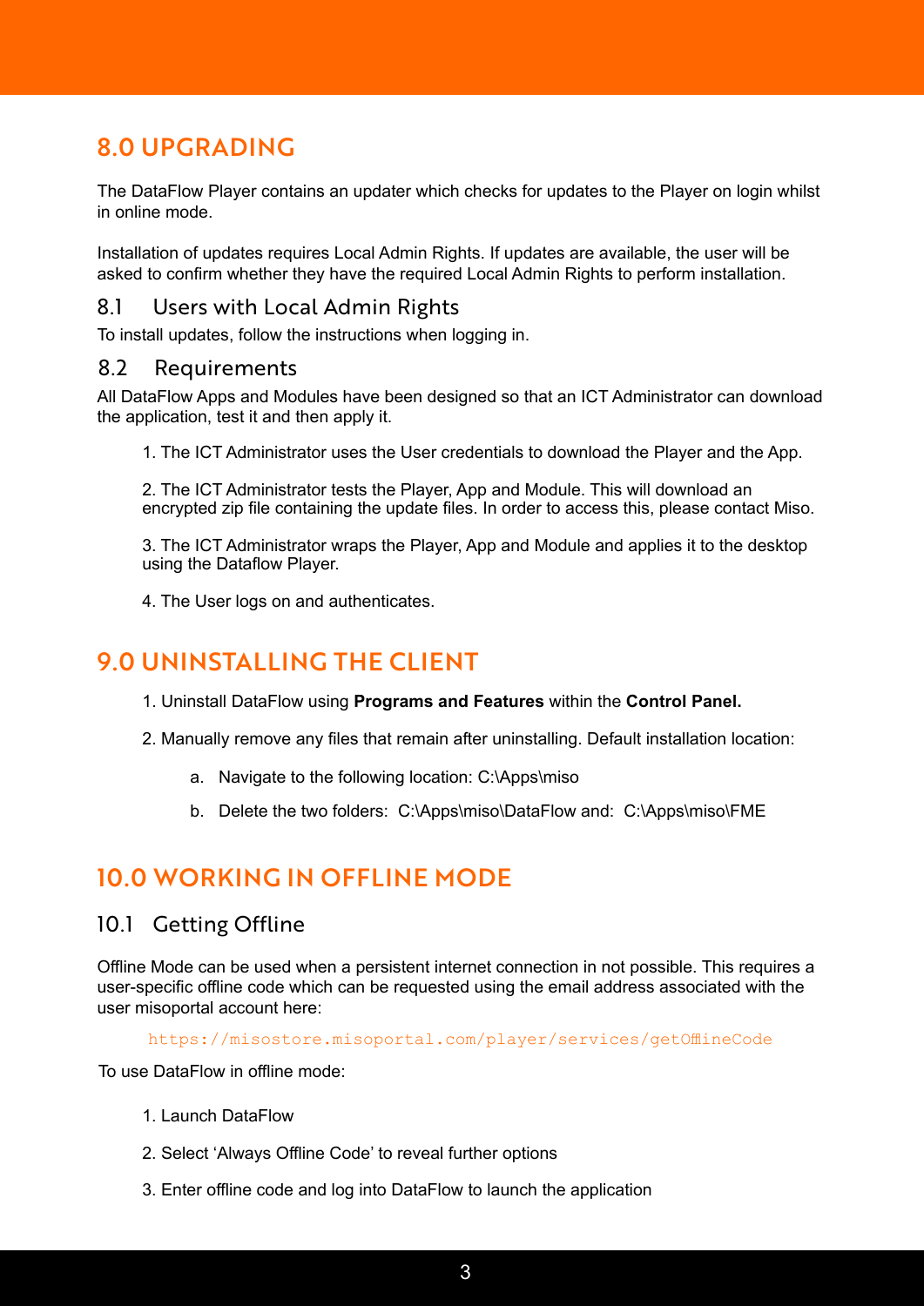# 8.0 UPGRADING

The DataFlow Player contains an updater which checks for updates to the Player on login whilst in online mode.

Installation of updates requires Local Admin Rights. If updates are available, the user will be asked to confirm whether they have the required Local Admin Rights to perform installation.

## 8.1 Users with Local Admin Rights

To install updates, follow the instructions when logging in.

## 8.2 Requirements

All DataFlow Apps and Modules have been designed so that an ICT Administrator can download the application, test it and then apply it.

1. The ICT Administrator uses the User credentials to download the Player and the App.

2. The ICT Administrator tests the Player, App and Module. This will download an encrypted zip file containing the update files. In order to access this, please contact Miso.

3. The ICT Administrator wraps the Player, App and Module and applies it to the desktop using the Dataflow Player.

4. The User logs on and authenticates.

# 9.0 UNINSTALLING THE CLIENT

1. Uninstall DataFlow using **Programs and Features** within the **Control Panel.**

2. Manually remove any files that remain after uninstalling. Default installation location:

   a. Navigate to the following location: C:\Apps\miso

   b. Delete the two folders: C:\Apps\miso\DataFlow and: C:\Apps\miso\FME

# 10.0 WORKING IN OFFLINE MODE

## 10.1 Getting Offline

Offline Mode can be used when a persistent internet connection in not possible. This requires a user-specific offline code which can be requested using the email address associated with the user misoportal account here:

https://misostore.misoportal.com/player/services/getOfflineCode

To use DataFlow in offline mode:

1. Launch DataFlow

2. Select 'Always Offline Code' to reveal further options

3. Enter offline code and log into DataFlow to launch the application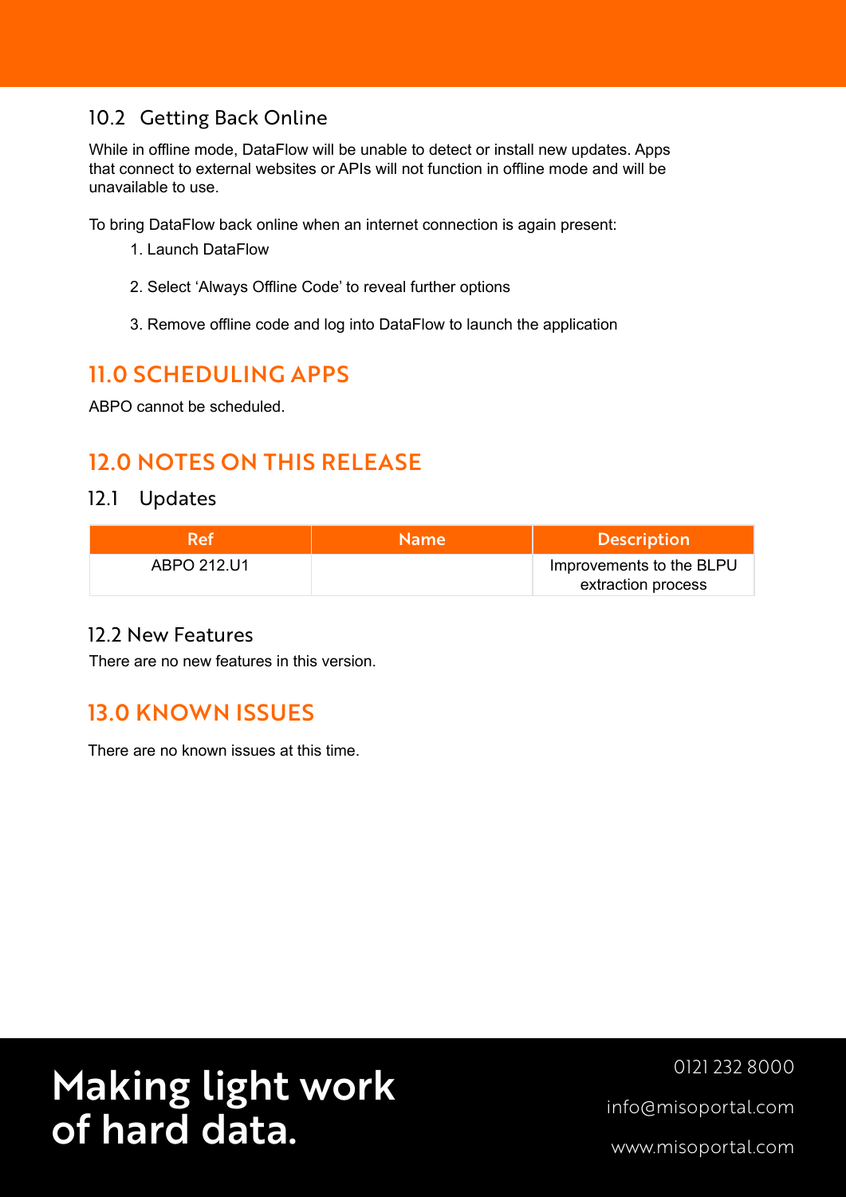### 10.2 Getting Back Online

While in offline mode, DataFlow will be unable to detect or install new updates. Apps that connect to external websites or APIs will not function in offline mode and will be unavailable to use.

To bring DataFlow back online when an internet connection is again present:

1. Launch DataFlow
2. Select 'Always Offline Code' to reveal further options
3. Remove offline code and log into DataFlow to launch the application

## 11.0 SCHEDULING APPS

ABPO cannot be scheduled.

## 12.0 NOTES ON THIS RELEASE

### 12.1 Updates

| Ref | Name | Description |
|---|---|---|
| ABPO 212.U1 | | Improvements to the BLPU extraction process |

### 12.2 New Features

There are no new features in this version.

## 13.0 KNOWN ISSUES

There are no known issues at this time.

Making light work of hard data.

0121 232 8000

info@misoportal.com

www.misoportal.com